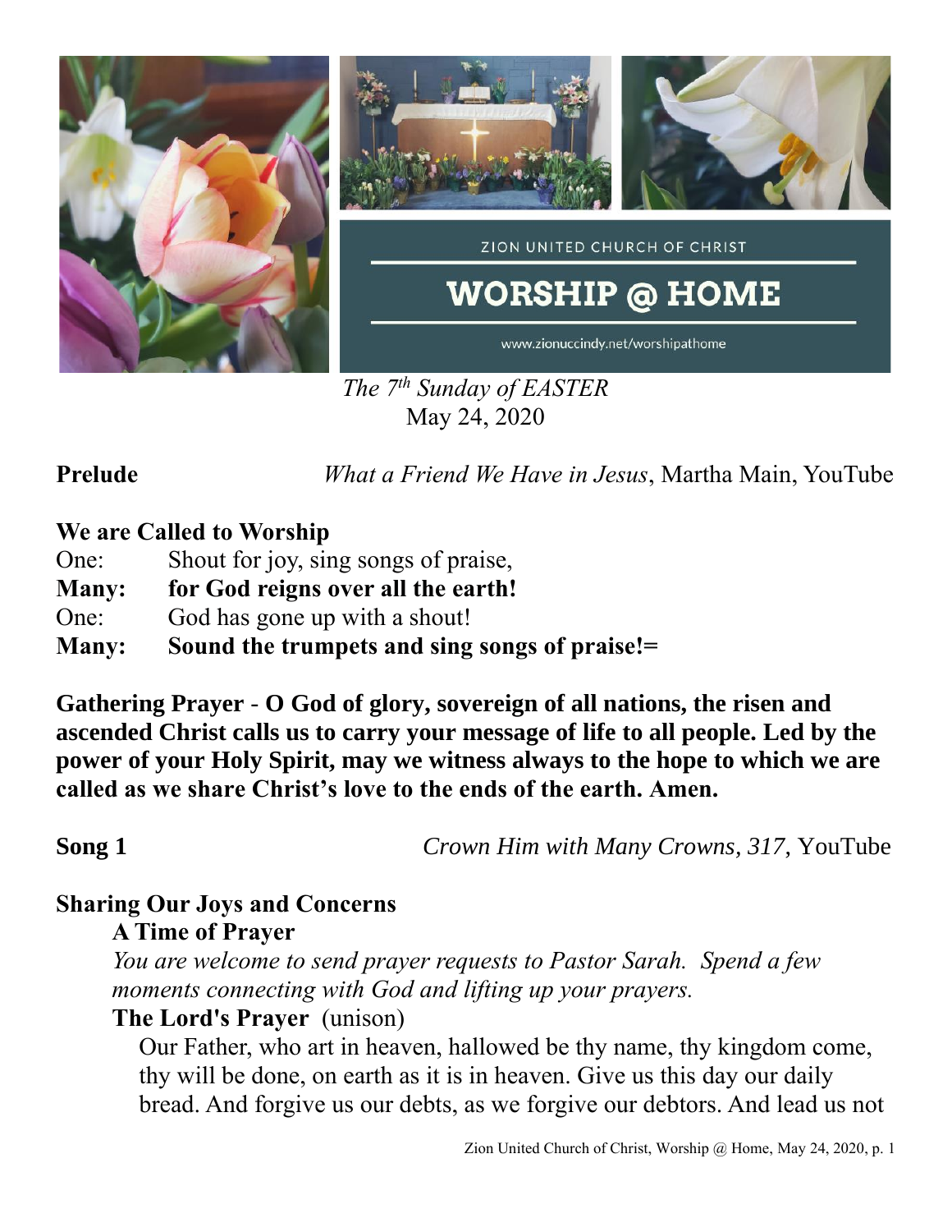ZION UNITED CHURCH OF CHRIST

# WORSHIP @ HOME

www.zionuccindy.net/worshipathome

*The 7th Sunday of EASTER*
May 24, 2020

**Prelude** *What a Friend We Have in Jesus*, Martha Main, YouTube

**We are Called to Worship**

One: Shout for joy, sing songs of praise,
**Many: for God reigns over all the earth!**
One: God has gone up with a shout!
**Many: Sound the trumpets and sing songs of praise!=**

**Gathering Prayer - O God of glory, sovereign of all nations, the risen and ascended Christ calls us to carry your message of life to all people. Led by the power of your Holy Spirit, may we witness always to the hope to which we are called as we share Christ's love to the ends of the earth. Amen.**

**Song 1** *Crown Him with Many Crowns, 317,* YouTube

**Sharing Our Joys and Concerns**

**A Time of Prayer**

*You are welcome to send prayer requests to Pastor Sarah. Spend a few moments connecting with God and lifting up your prayers.*

**The Lord's Prayer** (unison)

Our Father, who art in heaven, hallowed be thy name, thy kingdom come, thy will be done, on earth as it is in heaven. Give us this day our daily bread. And forgive us our debts, as we forgive our debtors. And lead us not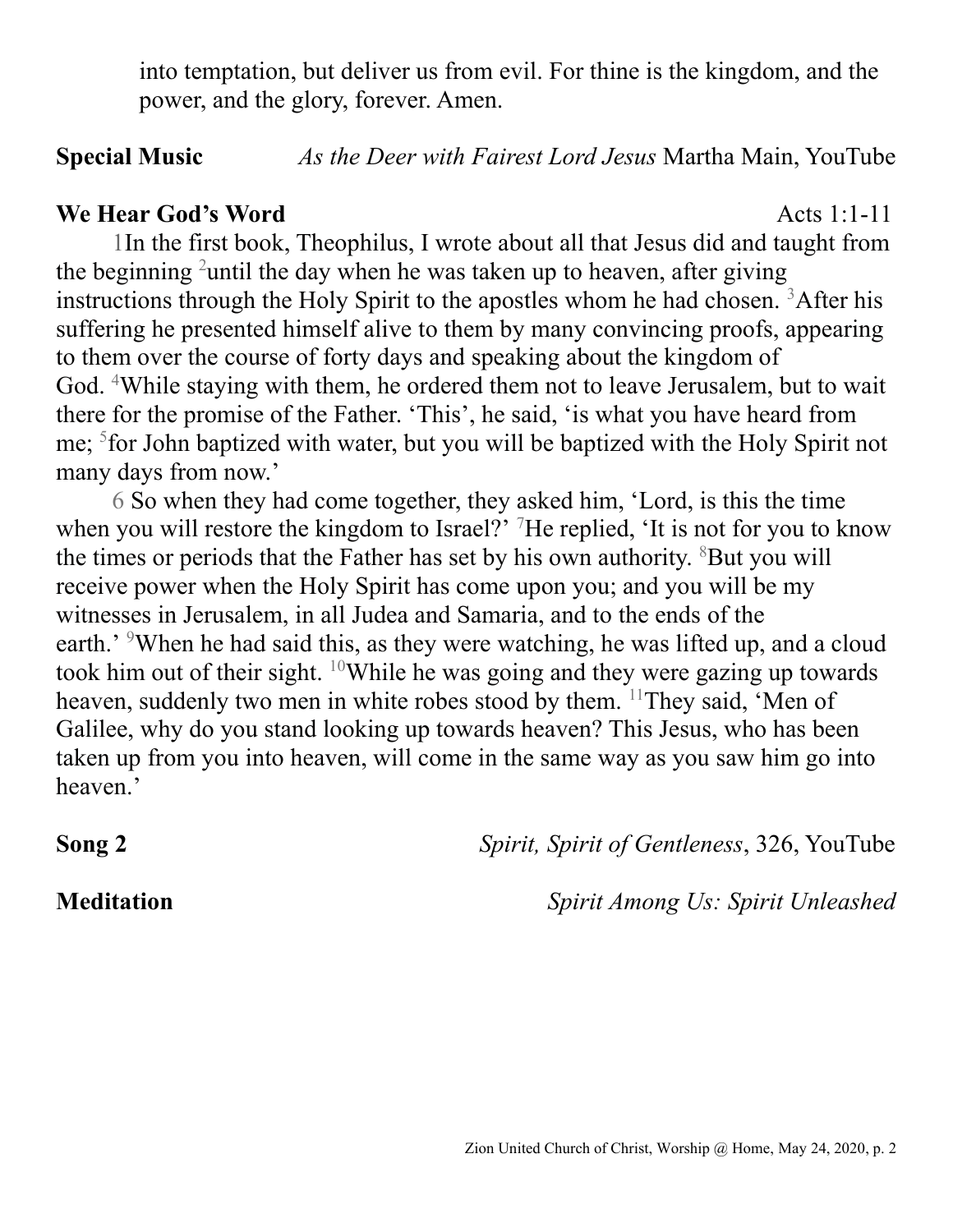into temptation, but deliver us from evil. For thine is the kingdom, and the power, and the glory, forever. Amen.

**Special Music** *As the Deer with Fairest Lord Jesus* Martha Main, YouTube

**We Hear God's Word** Acts 1:1-11

1In the first book, Theophilus, I wrote about all that Jesus did and taught from the beginning 2until the day when he was taken up to heaven, after giving instructions through the Holy Spirit to the apostles whom he had chosen. 3After his suffering he presented himself alive to them by many convincing proofs, appearing to them over the course of forty days and speaking about the kingdom of God. 4While staying with them, he ordered them not to leave Jerusalem, but to wait there for the promise of the Father. 'This', he said, 'is what you have heard from me; 5for John baptized with water, but you will be baptized with the Holy Spirit not many days from now.'

6 So when they had come together, they asked him, 'Lord, is this the time when you will restore the kingdom to Israel?' 7He replied, 'It is not for you to know the times or periods that the Father has set by his own authority. 8But you will receive power when the Holy Spirit has come upon you; and you will be my witnesses in Jerusalem, in all Judea and Samaria, and to the ends of the earth.' 9When he had said this, as they were watching, he was lifted up, and a cloud took him out of their sight. 10While he was going and they were gazing up towards heaven, suddenly two men in white robes stood by them. 11They said, 'Men of Galilee, why do you stand looking up towards heaven? This Jesus, who has been taken up from you into heaven, will come in the same way as you saw him go into heaven.'

**Song 2** *Spirit, Spirit of Gentleness*, 326, YouTube

**Meditation** *Spirit Among Us: Spirit Unleashed*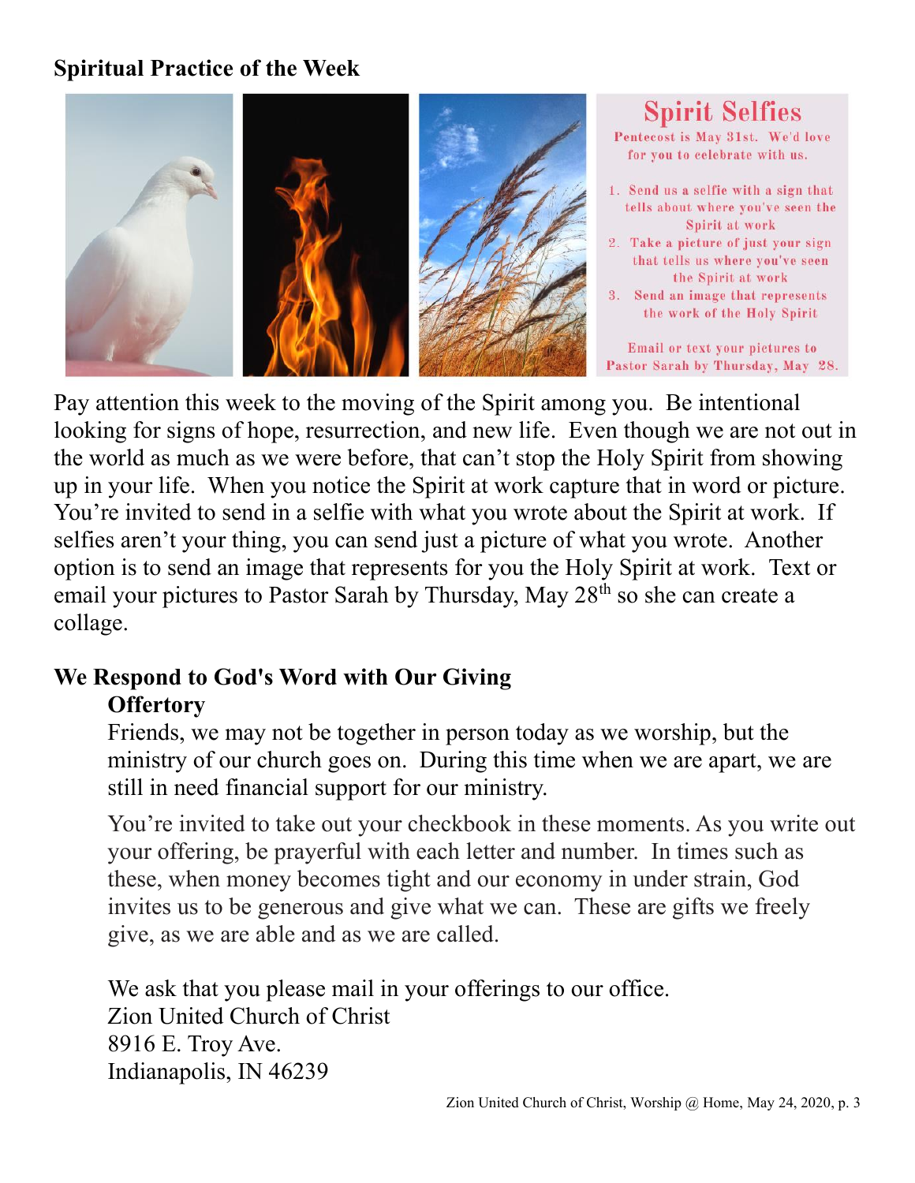## Spiritual Practice of the Week

**Spirit Selfies**

Pentecost is May 31st. We'd love for you to celebrate with us.

1. Send us a selfie with a sign that tells about where you've seen the Spirit at work
2. Take a picture of just your sign that tells us where you've seen the Spirit at work
3. Send an image that represents the work of the Holy Spirit

Email or text your pictures to Pastor Sarah by Thursday, May 28.

Pay attention this week to the moving of the Spirit among you. Be intentional looking for signs of hope, resurrection, and new life. Even though we are not out in the world as much as we were before, that can't stop the Holy Spirit from showing up in your life. When you notice the Spirit at work capture that in word or picture. You're invited to send in a selfie with what you wrote about the Spirit at work. If selfies aren't your thing, you can send just a picture of what you wrote. Another option is to send an image that represents for you the Holy Spirit at work. Text or email your pictures to Pastor Sarah by Thursday, May 28th so she can create a collage.

## We Respond to God's Word with Our Giving

### Offertory

Friends, we may not be together in person today as we worship, but the ministry of our church goes on. During this time when we are apart, we are still in need financial support for our ministry.

You're invited to take out your checkbook in these moments. As you write out your offering, be prayerful with each letter and number. In times such as these, when money becomes tight and our economy in under strain, God invites us to be generous and give what we can. These are gifts we freely give, as we are able and as we are called.

We ask that you please mail in your offerings to our office.
Zion United Church of Christ
8916 E. Troy Ave.
Indianapolis, IN 46239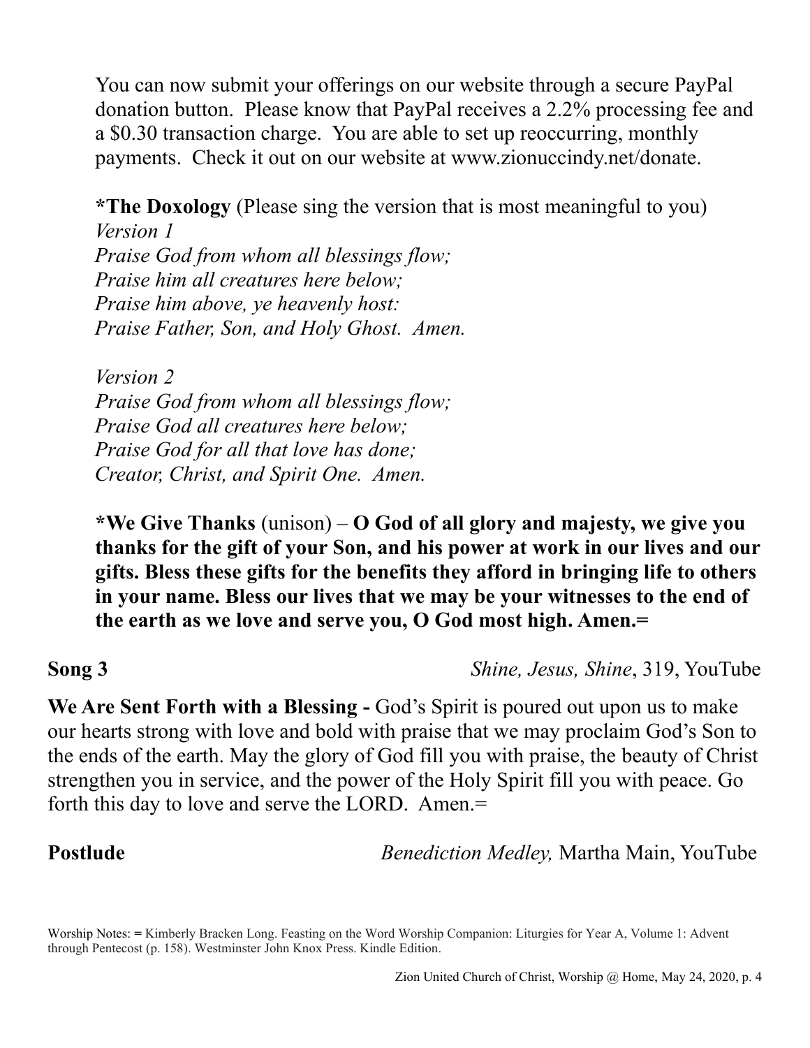You can now submit your offerings on our website through a secure PayPal donation button. Please know that PayPal receives a 2.2% processing fee and a $0.30 transaction charge. You are able to set up reoccurring, monthly payments. Check it out on our website at www.zionuccindy.net/donate.

***The Doxology** (Please sing the version that is most meaningful to you)
*Version 1*
*Praise God from whom all blessings flow;*
*Praise him all creatures here below;*
*Praise him above, ye heavenly host:*
*Praise Father, Son, and Holy Ghost. Amen.*

*Version 2*
*Praise God from whom all blessings flow;*
*Praise God all creatures here below;*
*Praise God for all that love has done;*
*Creator, Christ, and Spirit One. Amen.*

***We Give Thanks** (unison) – **O God of all glory and majesty, we give you thanks for the gift of your Son, and his power at work in our lives and our gifts. Bless these gifts for the benefits they afford in bringing life to others in your name. Bless our lives that we may be your witnesses to the end of the earth as we love and serve you, O God most high. Amen.=**

**Song 3** *Shine, Jesus, Shine*, 319, YouTube

**We Are Sent Forth with a Blessing -** God's Spirit is poured out upon us to make our hearts strong with love and bold with praise that we may proclaim God's Son to the ends of the earth. May the glory of God fill you with praise, the beauty of Christ strengthen you in service, and the power of the Holy Spirit fill you with peace. Go forth this day to love and serve the LORD. Amen.=

**Postlude** *Benediction Medley,* Martha Main, YouTube

Worship Notes: = Kimberly Bracken Long. Feasting on the Word Worship Companion: Liturgies for Year A, Volume 1: Advent through Pentecost (p. 158). Westminster John Knox Press. Kindle Edition.